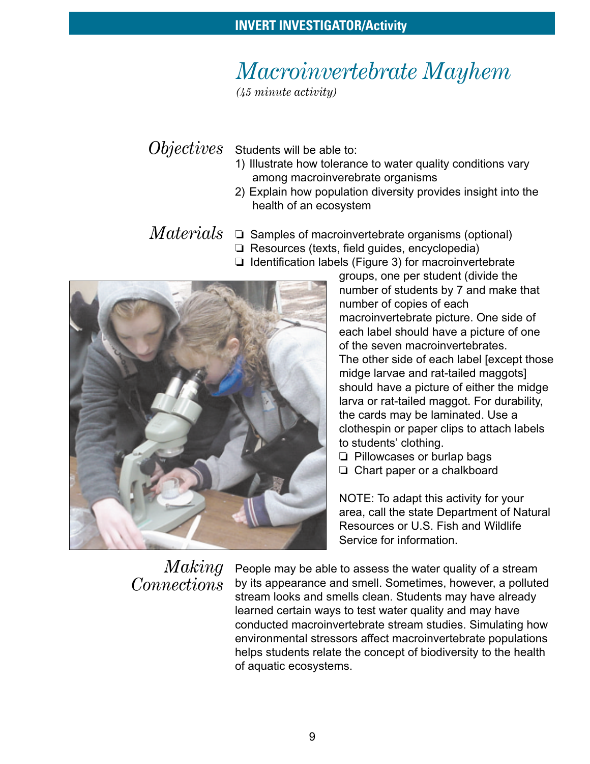# Macroinvertebrate Mayhem

*(45 minute activity)*

## Objectives

Students will be able to:

1) Illustrate how tolerance to water quality conditions vary among macroinverebrate organisms
2) Explain how population diversity provides insight into the health of an ecosystem

## Materials

- ❏ Samples of macroinvertebrate organisms (optional)
- ❏ Resources (texts, field guides, encyclopedia)
- ❏ Identification labels (Figure 3) for macroinvertebrate groups, one per student (divide the number of students by 7 and make that number of copies of each macroinvertebrate picture. One side of each label should have a picture of one of the seven macroinvertebrates. The other side of each label [except those midge larvae and rat-tailed maggots] should have a picture of either the midge larva or rat-tailed maggot. For durability, the cards may be laminated. Use a clothespin or paper clips to attach labels to students' clothing.
- ❏ Pillowcases or burlap bags
- ❏ Chart paper or a chalkboard

NOTE: To adapt this activity for your area, call the state Department of Natural Resources or U.S. Fish and Wildlife Service for information.

## Making Connections

People may be able to assess the water quality of a stream by its appearance and smell. Sometimes, however, a polluted stream looks and smells clean. Students may have already learned certain ways to test water quality and may have conducted macroinvertebrate stream studies. Simulating how environmental stressors affect macroinvertebrate populations helps students relate the concept of biodiversity to the health of aquatic ecosystems.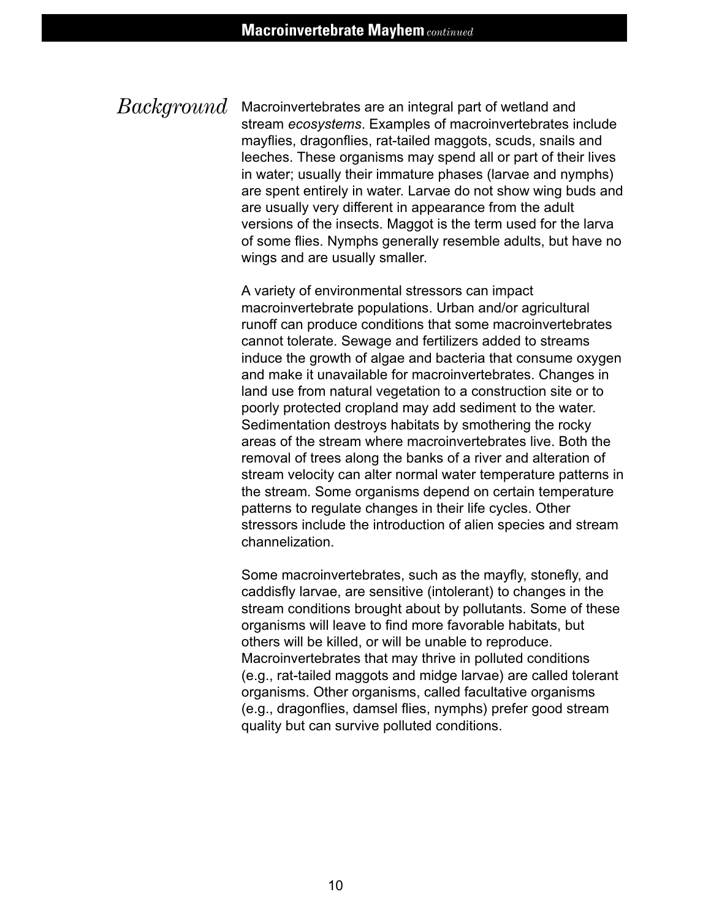## Background

Macroinvertebrates are an integral part of wetland and stream *ecosystems*. Examples of macroinvertebrates include mayflies, dragonflies, rat-tailed maggots, scuds, snails and leeches. These organisms may spend all or part of their lives in water; usually their immature phases (larvae and nymphs) are spent entirely in water. Larvae do not show wing buds and are usually very different in appearance from the adult versions of the insects. Maggot is the term used for the larva of some flies. Nymphs generally resemble adults, but have no wings and are usually smaller.

A variety of environmental stressors can impact macroinvertebrate populations. Urban and/or agricultural runoff can produce conditions that some macroinvertebrates cannot tolerate. Sewage and fertilizers added to streams induce the growth of algae and bacteria that consume oxygen and make it unavailable for macroinvertebrates. Changes in land use from natural vegetation to a construction site or to poorly protected cropland may add sediment to the water. Sedimentation destroys habitats by smothering the rocky areas of the stream where macroinvertebrates live. Both the removal of trees along the banks of a river and alteration of stream velocity can alter normal water temperature patterns in the stream. Some organisms depend on certain temperature patterns to regulate changes in their life cycles. Other stressors include the introduction of alien species and stream channelization.

Some macroinvertebrates, such as the mayfly, stonefly, and caddisfly larvae, are sensitive (intolerant) to changes in the stream conditions brought about by pollutants. Some of these organisms will leave to find more favorable habitats, but others will be killed, or will be unable to reproduce. Macroinvertebrates that may thrive in polluted conditions (e.g., rat-tailed maggots and midge larvae) are called tolerant organisms. Other organisms, called facultative organisms (e.g., dragonflies, damsel flies, nymphs) prefer good stream quality but can survive polluted conditions.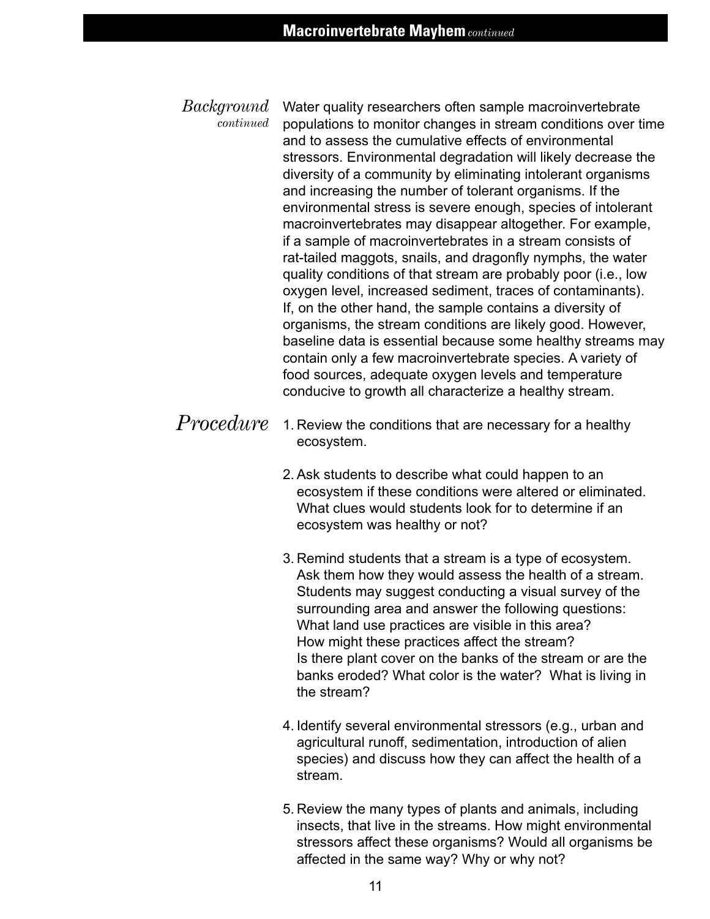## Background *continued*

Water quality researchers often sample macroinvertebrate populations to monitor changes in stream conditions over time and to assess the cumulative effects of environmental stressors. Environmental degradation will likely decrease the diversity of a community by eliminating intolerant organisms and increasing the number of tolerant organisms. If the environmental stress is severe enough, species of intolerant macroinvertebrates may disappear altogether. For example, if a sample of macroinvertebrates in a stream consists of rat-tailed maggots, snails, and dragonfly nymphs, the water quality conditions of that stream are probably poor (i.e., low oxygen level, increased sediment, traces of contaminants). If, on the other hand, the sample contains a diversity of organisms, the stream conditions are likely good. However, baseline data is essential because some healthy streams may contain only a few macroinvertebrate species. A variety of food sources, adequate oxygen levels and temperature conducive to growth all characterize a healthy stream.

## Procedure

1. Review the conditions that are necessary for a healthy ecosystem.

2. Ask students to describe what could happen to an ecosystem if these conditions were altered or eliminated. What clues would students look for to determine if an ecosystem was healthy or not?

3. Remind students that a stream is a type of ecosystem. Ask them how they would assess the health of a stream. Students may suggest conducting a visual survey of the surrounding area and answer the following questions: What land use practices are visible in this area? How might these practices affect the stream? Is there plant cover on the banks of the stream or are the banks eroded? What color is the water? What is living in the stream?

4. Identify several environmental stressors (e.g., urban and agricultural runoff, sedimentation, introduction of alien species) and discuss how they can affect the health of a stream.

5. Review the many types of plants and animals, including insects, that live in the streams. How might environmental stressors affect these organisms? Would all organisms be affected in the same way? Why or why not?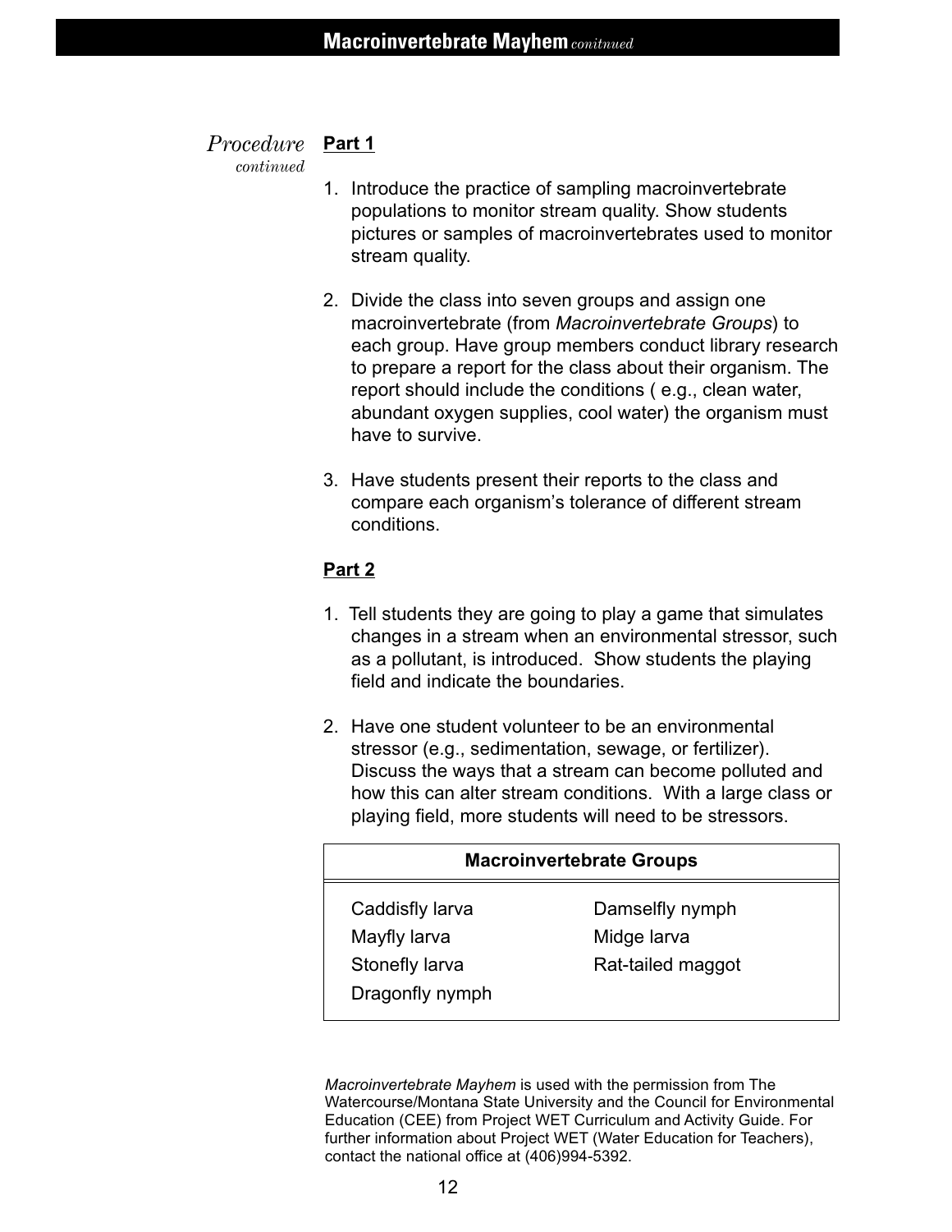*Procedure continued*

**Part 1**

1. Introduce the practice of sampling macroinvertebrate populations to monitor stream quality. Show students pictures or samples of macroinvertebrates used to monitor stream quality.

2. Divide the class into seven groups and assign one macroinvertebrate (from *Macroinvertebrate Groups*) to each group. Have group members conduct library research to prepare a report for the class about their organism. The report should include the conditions ( e.g., clean water, abundant oxygen supplies, cool water) the organism must have to survive.

3. Have students present their reports to the class and compare each organism's tolerance of different stream conditions.

**Part 2**

1. Tell students they are going to play a game that simulates changes in a stream when an environmental stressor, such as a pollutant, is introduced. Show students the playing field and indicate the boundaries.

2. Have one student volunteer to be an environmental stressor (e.g., sedimentation, sewage, or fertilizer). Discuss the ways that a stream can become polluted and how this can alter stream conditions. With a large class or playing field, more students will need to be stressors.

| Macroinvertebrate Groups | |
|---|---|
| Caddisfly larva | Damselfly nymph |
| Mayfly larva | Midge larva |
| Stonefly larva | Rat-tailed maggot |
| Dragonfly nymph | |

*Macroinvertebrate Mayhem* is used with the permission from The Watercourse/Montana State University and the Council for Environmental Education (CEE) from Project WET Curriculum and Activity Guide. For further information about Project WET (Water Education for Teachers), contact the national office at (406)994-5392.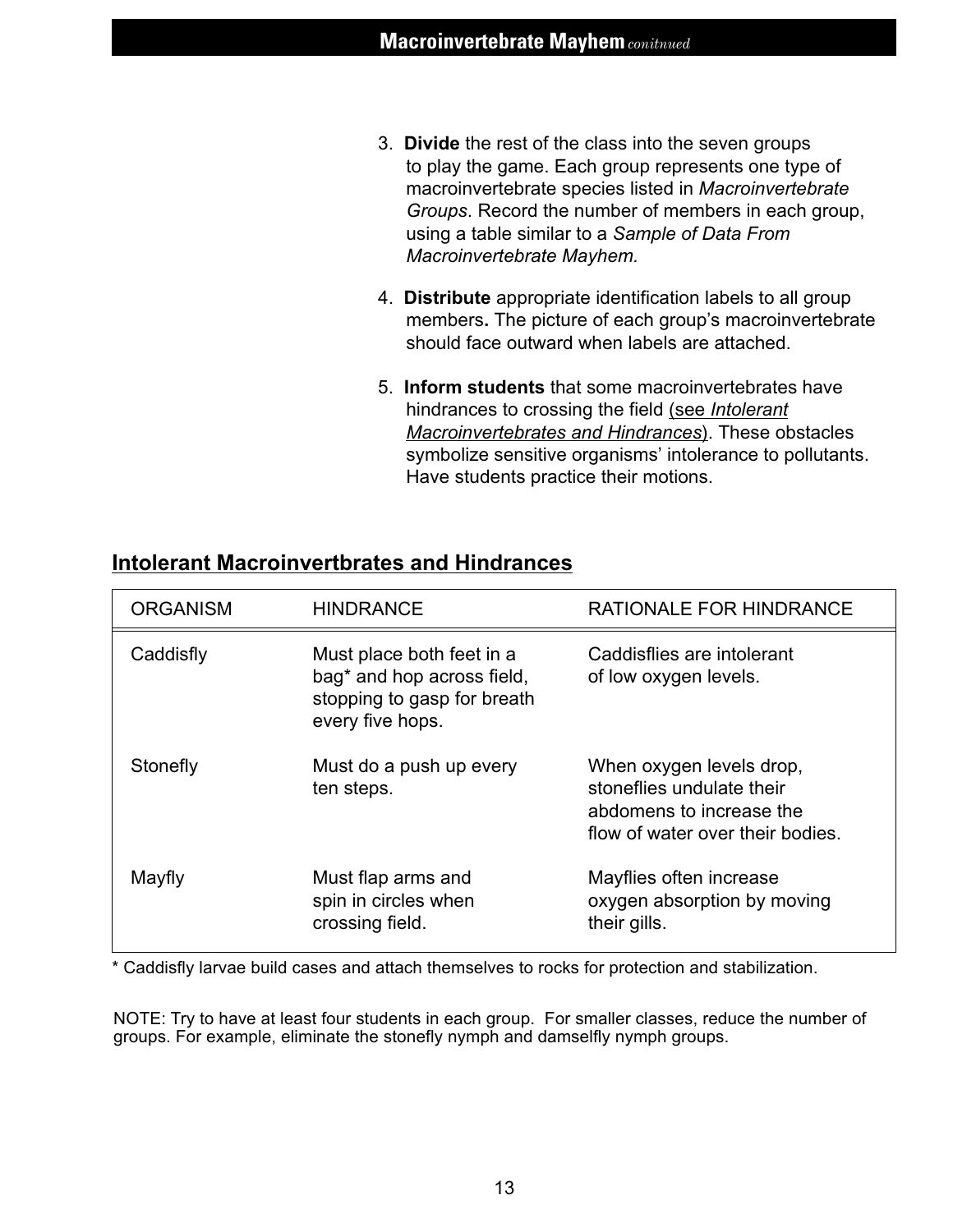3. **Divide** the rest of the class into the seven groups to play the game. Each group represents one type of macroinvertebrate species listed in *Macroinvertebrate Groups*. Record the number of members in each group, using a table similar to a *Sample of Data From Macroinvertebrate Mayhem.*

4. **Distribute** appropriate identification labels to all group members**.** The picture of each group's macroinvertebrate should face outward when labels are attached.

5. **Inform students** that some macroinvertebrates have hindrances to crossing the field (see *Intolerant Macroinvertebrates and Hindrances*). These obstacles symbolize sensitive organisms' intolerance to pollutants. Have students practice their motions.

## Intolerant Macroinvertbrates and Hindrances

| ORGANISM | HINDRANCE | RATIONALE FOR HINDRANCE |
|---|---|---|
| Caddisfly | Must place both feet in a bag* and hop across field, stopping to gasp for breath every five hops. | Caddisflies are intolerant of low oxygen levels. |
| Stonefly | Must do a push up every ten steps. | When oxygen levels drop, stoneflies undulate their abdomens to increase the flow of water over their bodies. |
| Mayfly | Must flap arms and spin in circles when crossing field. | Mayflies often increase oxygen absorption by moving their gills. |

* Caddisfly larvae build cases and attach themselves to rocks for protection and stabilization.

NOTE: Try to have at least four students in each group. For smaller classes, reduce the number of groups. For example, eliminate the stonefly nymph and damselfly nymph groups.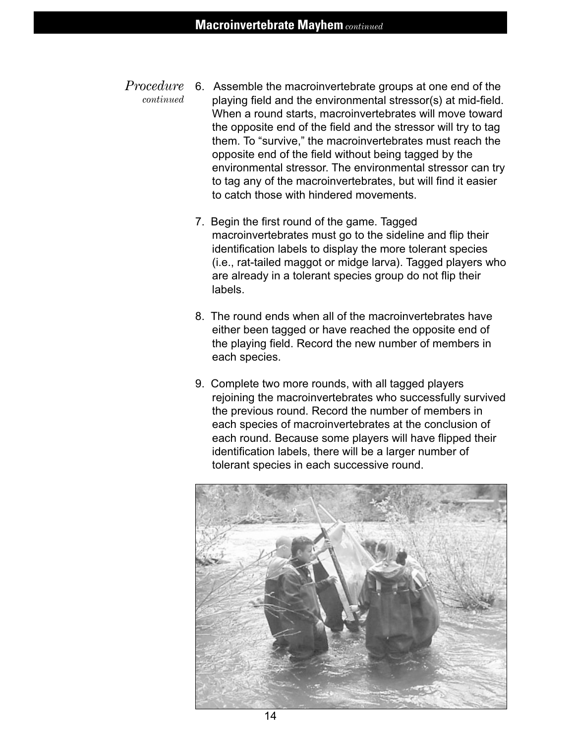*Procedure continued*

6. Assemble the macroinvertebrate groups at one end of the playing field and the environmental stressor(s) at mid-field. When a round starts, macroinvertebrates will move toward the opposite end of the field and the stressor will try to tag them. To "survive," the macroinvertebrates must reach the opposite end of the field without being tagged by the environmental stressor. The environmental stressor can try to tag any of the macroinvertebrates, but will find it easier to catch those with hindered movements.

7. Begin the first round of the game. Tagged macroinvertebrates must go to the sideline and flip their identification labels to display the more tolerant species (i.e., rat-tailed maggot or midge larva). Tagged players who are already in a tolerant species group do not flip their labels.

8. The round ends when all of the macroinvertebrates have either been tagged or have reached the opposite end of the playing field. Record the new number of members in each species.

9. Complete two more rounds, with all tagged players rejoining the macroinvertebrates who successfully survived the previous round. Record the number of members in each species of macroinvertebrates at the conclusion of each round. Because some players will have flipped their identification labels, there will be a larger number of tolerant species in each successive round.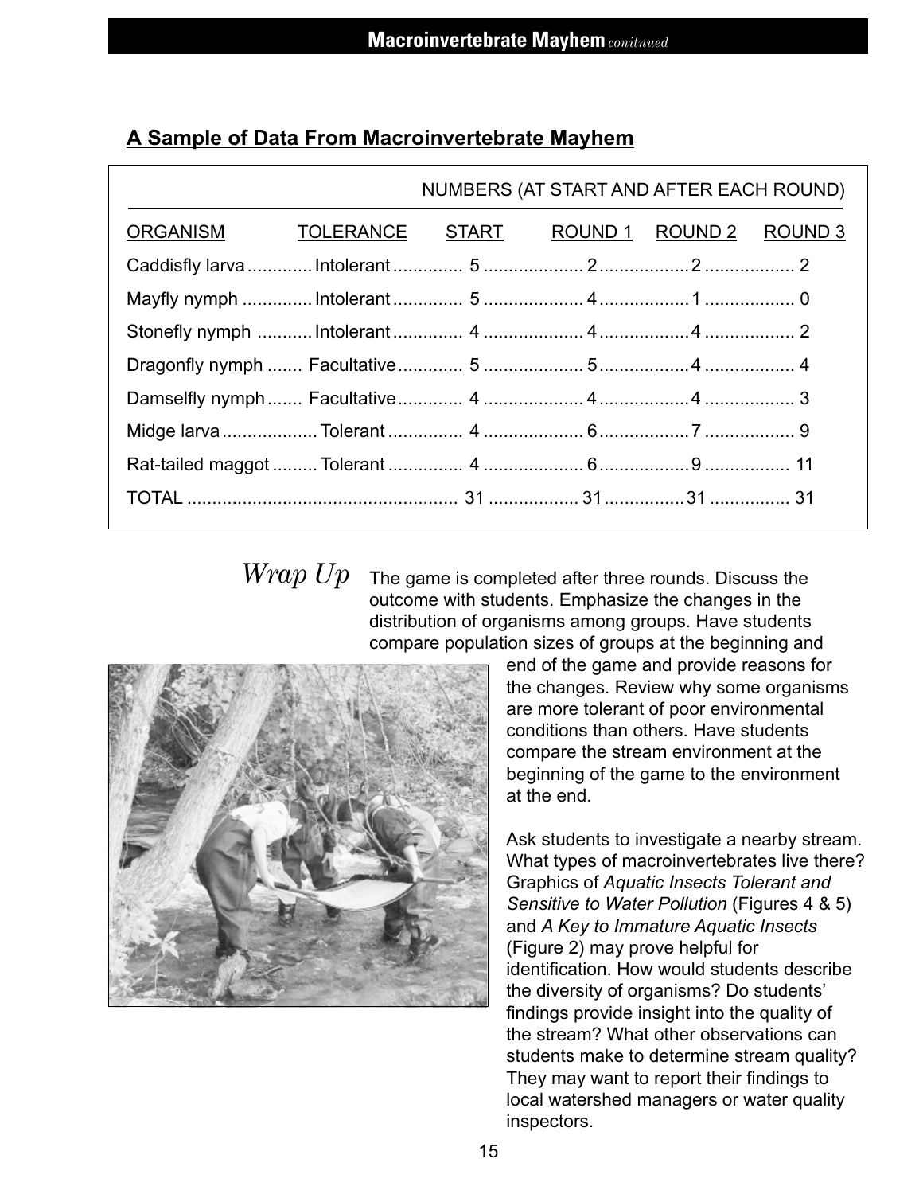## A Sample of Data From Macroinvertebrate Mayhem

| ORGANISM | TOLERANCE | START | ROUND 1 | ROUND 2 | ROUND 3 |
|---|---|---|---|---|---|
| | | NUMBERS (AT START AND AFTER EACH ROUND) | | | |
| Caddisfly larva | Intolerant | 5 | 2 | 2 | 2 |
| Mayfly nymph | Intolerant | 5 | 4 | 1 | 0 |
| Stonefly nymph | Intolerant | 4 | 4 | 4 | 2 |
| Dragonfly nymph | Facultative | 5 | 5 | 4 | 4 |
| Damselfly nymph | Facultative | 4 | 4 | 4 | 3 |
| Midge larva | Tolerant | 4 | 6 | 7 | 9 |
| Rat-tailed maggot | Tolerant | 4 | 6 | 9 | 11 |
| TOTAL | | 31 | 31 | 31 | 31 |

### *Wrap Up*

The game is completed after three rounds. Discuss the outcome with students. Emphasize the changes in the distribution of organisms among groups. Have students compare population sizes of groups at the beginning and end of the game and provide reasons for the changes. Review why some organisms are more tolerant of poor environmental conditions than others. Have students compare the stream environment at the beginning of the game to the environment at the end.

Ask students to investigate a nearby stream. What types of macroinvertebrates live there? Graphics of *Aquatic Insects Tolerant and Sensitive to Water Pollution* (Figures 4 & 5) and *A Key to Immature Aquatic Insects* (Figure 2) may prove helpful for identification. How would students describe the diversity of organisms? Do students' findings provide insight into the quality of the stream? What other observations can students make to determine stream quality? They may want to report their findings to local watershed managers or water quality inspectors.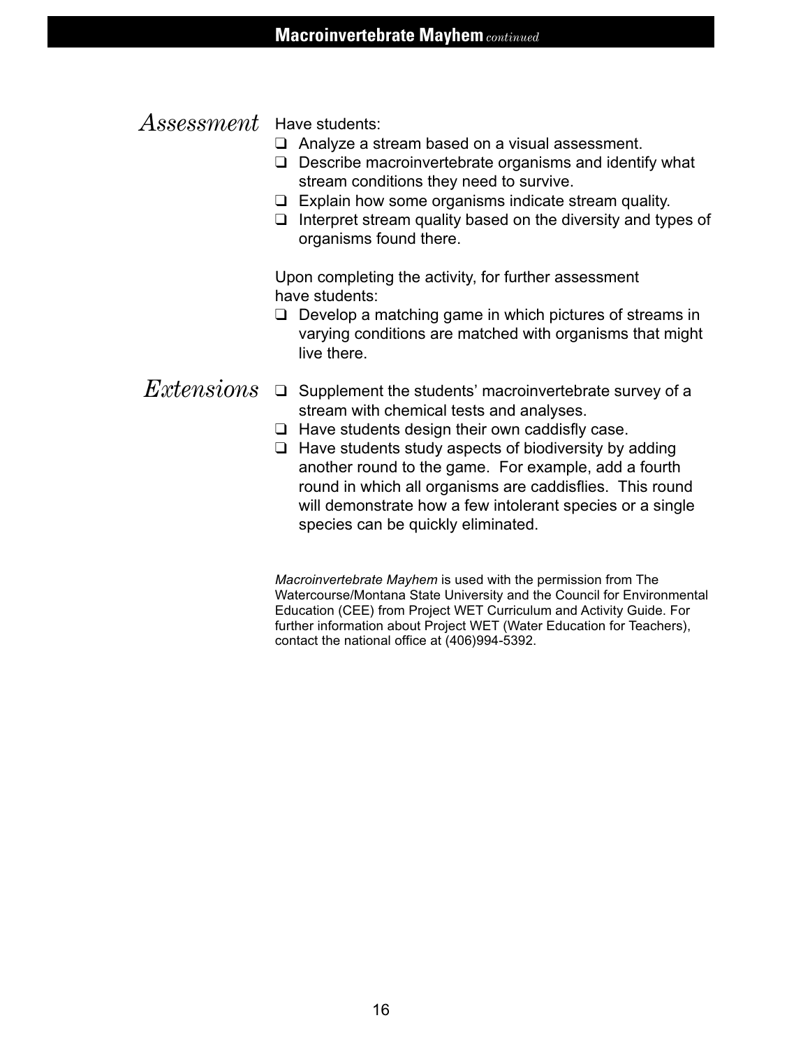## *Assessment*

Have students:

- ❑ Analyze a stream based on a visual assessment.
- ❑ Describe macroinvertebrate organisms and identify what stream conditions they need to survive.
- ❑ Explain how some organisms indicate stream quality.
- ❑ Interpret stream quality based on the diversity and types of organisms found there.

Upon completing the activity, for further assessment have students:

- ❑ Develop a matching game in which pictures of streams in varying conditions are matched with organisms that might live there.

## *Extensions*

- ❑ Supplement the students' macroinvertebrate survey of a stream with chemical tests and analyses.
- ❑ Have students design their own caddisfly case.
- ❑ Have students study aspects of biodiversity by adding another round to the game. For example, add a fourth round in which all organisms are caddisflies. This round will demonstrate how a few intolerant species or a single species can be quickly eliminated.

*Macroinvertebrate Mayhem* is used with the permission from The Watercourse/Montana State University and the Council for Environmental Education (CEE) from Project WET Curriculum and Activity Guide. For further information about Project WET (Water Education for Teachers), contact the national office at (406)994-5392.